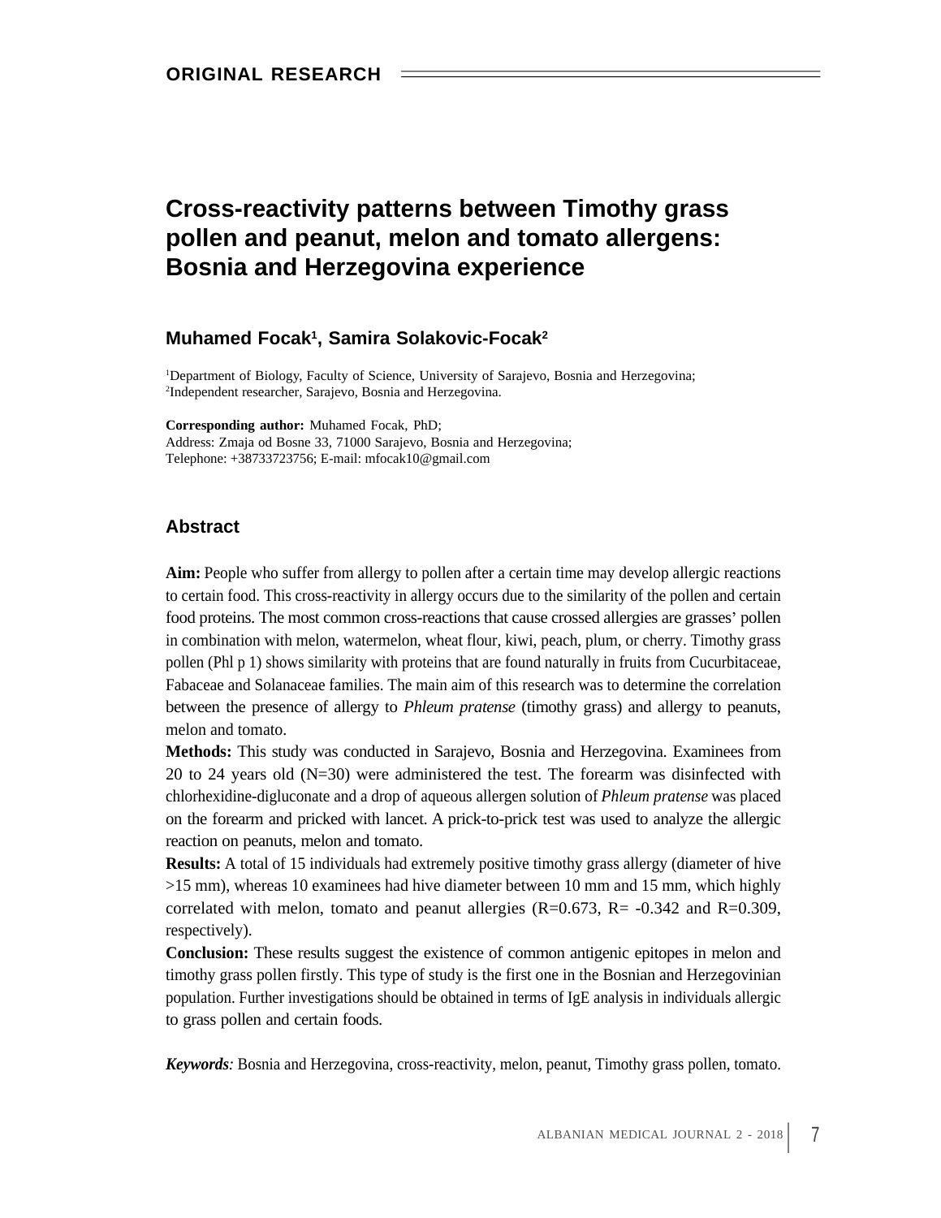ORIGINAL RESEARCH

# Cross-reactivity patterns between Timothy grass pollen and peanut, melon and tomato allergens: Bosnia and Herzegovina experience

### Muhamed Focak[1], Samira Solakovic-Focak[2]

[1]Department of Biology, Faculty of Science, University of Sarajevo, Bosnia and Herzegovina;
[2]Independent researcher, Sarajevo, Bosnia and Herzegovina.

**Corresponding author:** Muhamed Focak, PhD;
Address: Zmaja od Bosne 33, 71000 Sarajevo, Bosnia and Herzegovina;
Telephone: +38733723756; E-mail: mfocak10@gmail.com

## Abstract

**Aim:** People who suffer from allergy to pollen after a certain time may develop allergic reactions to certain food. This cross-reactivity in allergy occurs due to the similarity of the pollen and certain food proteins. The most common cross-reactions that cause crossed allergies are grasses' pollen in combination with melon, watermelon, wheat flour, kiwi, peach, plum, or cherry. Timothy grass pollen (Phl p 1) shows similarity with proteins that are found naturally in fruits from Cucurbitaceae, Fabaceae and Solanaceae families. The main aim of this research was to determine the correlation between the presence of allergy to *Phleum pratense* (timothy grass) and allergy to peanuts, melon and tomato.

**Methods:** This study was conducted in Sarajevo, Bosnia and Herzegovina. Examinees from 20 to 24 years old (N=30) were administered the test. The forearm was disinfected with chlorhexidine-digluconate and a drop of aqueous allergen solution of *Phleum pratense* was placed on the forearm and pricked with lancet. A prick-to-prick test was used to analyze the allergic reaction on peanuts, melon and tomato.

**Results:** A total of 15 individuals had extremely positive timothy grass allergy (diameter of hive >15 mm), whereas 10 examinees had hive diameter between 10 mm and 15 mm, which highly correlated with melon, tomato and peanut allergies (R=0.673, R= -0.342 and R=0.309, respectively).

**Conclusion:** These results suggest the existence of common antigenic epitopes in melon and timothy grass pollen firstly. This type of study is the first one in the Bosnian and Herzegovinian population. Further investigations should be obtained in terms of IgE analysis in individuals allergic to grass pollen and certain foods.

***Keywords**:* Bosnia and Herzegovina, cross-reactivity, melon, peanut, Timothy grass pollen, tomato.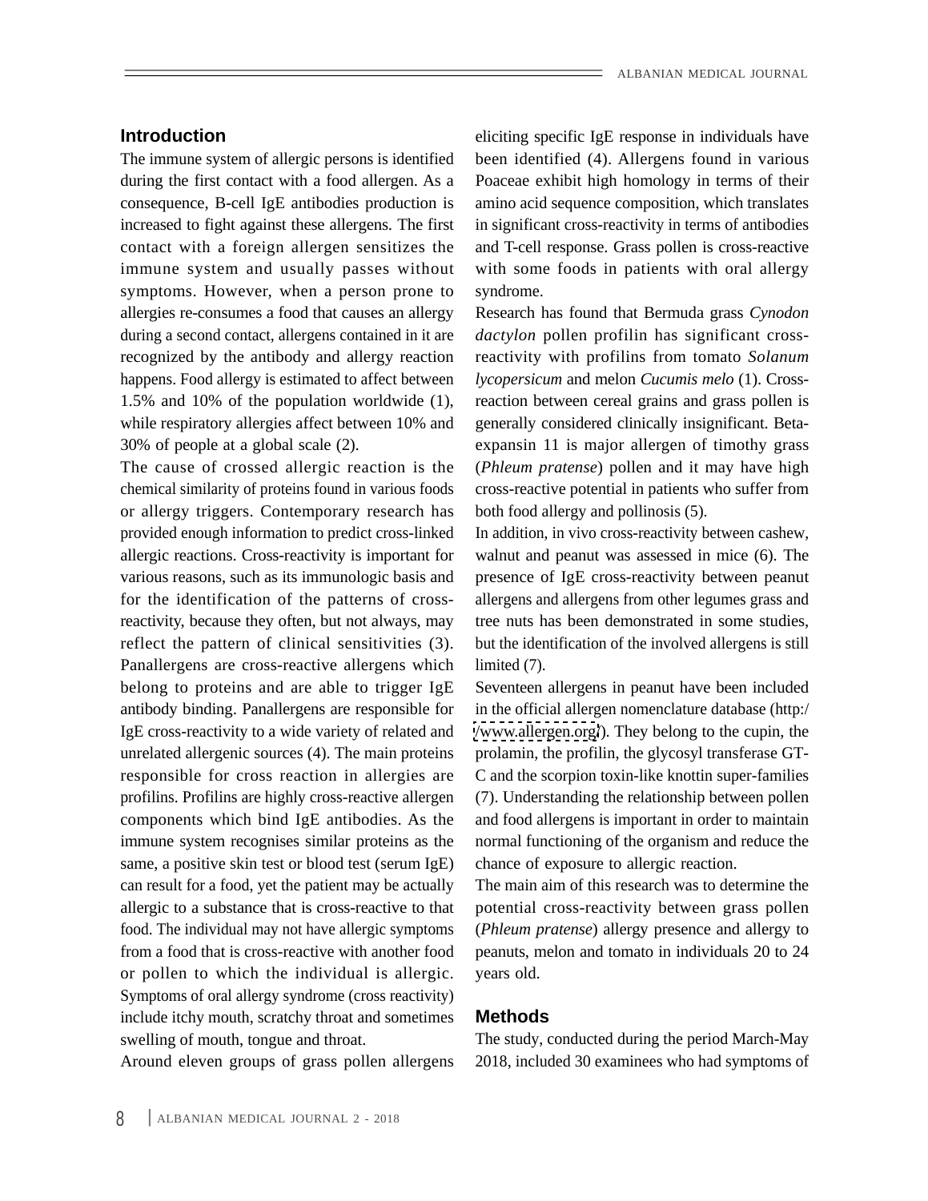## Introduction

The immune system of allergic persons is identified during the first contact with a food allergen. As a consequence, B-cell IgE antibodies production is increased to fight against these allergens. The first contact with a foreign allergen sensitizes the immune system and usually passes without symptoms. However, when a person prone to allergies re-consumes a food that causes an allergy during a second contact, allergens contained in it are recognized by the antibody and allergy reaction happens. Food allergy is estimated to affect between 1.5% and 10% of the population worldwide (1), while respiratory allergies affect between 10% and 30% of people at a global scale (2).

The cause of crossed allergic reaction is the chemical similarity of proteins found in various foods or allergy triggers. Contemporary research has provided enough information to predict cross-linked allergic reactions. Cross-reactivity is important for various reasons, such as its immunologic basis and for the identification of the patterns of cross-reactivity, because they often, but not always, may reflect the pattern of clinical sensitivities (3). Panallergens are cross-reactive allergens which belong to proteins and are able to trigger IgE antibody binding. Panallergens are responsible for IgE cross-reactivity to a wide variety of related and unrelated allergenic sources (4). The main proteins responsible for cross reaction in allergies are profilins. Profilins are highly cross-reactive allergen components which bind IgE antibodies. As the immune system recognises similar proteins as the same, a positive skin test or blood test (serum IgE) can result for a food, yet the patient may be actually allergic to a substance that is cross-reactive to that food. The individual may not have allergic symptoms from a food that is cross-reactive with another food or pollen to which the individual is allergic. Symptoms of oral allergy syndrome (cross reactivity) include itchy mouth, scratchy throat and sometimes swelling of mouth, tongue and throat.

Around eleven groups of grass pollen allergens eliciting specific IgE response in individuals have been identified (4). Allergens found in various Poaceae exhibit high homology in terms of their amino acid sequence composition, which translates in significant cross-reactivity in terms of antibodies and T-cell response. Grass pollen is cross-reactive with some foods in patients with oral allergy syndrome.

Research has found that Bermuda grass *Cynodon dactylon* pollen profilin has significant cross-reactivity with profilins from tomato *Solanum lycopersicum* and melon *Cucumis melo* (1). Cross-reaction between cereal grains and grass pollen is generally considered clinically insignificant. Beta-expansin 11 is major allergen of timothy grass (*Phleum pratense*) pollen and it may have high cross-reactive potential in patients who suffer from both food allergy and pollinosis (5).

In addition, in vivo cross-reactivity between cashew, walnut and peanut was assessed in mice (6). The presence of IgE cross-reactivity between peanut allergens and allergens from other legumes grass and tree nuts has been demonstrated in some studies, but the identification of the involved allergens is still limited (7).

Seventeen allergens in peanut have been included in the official allergen nomenclature database (http://www.allergen.org/). They belong to the cupin, the prolamin, the profilin, the glycosyl transferase GT-C and the scorpion toxin-like knottin super-families (7). Understanding the relationship between pollen and food allergens is important in order to maintain normal functioning of the organism and reduce the chance of exposure to allergic reaction.

The main aim of this research was to determine the potential cross-reactivity between grass pollen (*Phleum pratense*) allergy presence and allergy to peanuts, melon and tomato in individuals 20 to 24 years old.

## Methods

The study, conducted during the period March-May 2018, included 30 examinees who had symptoms of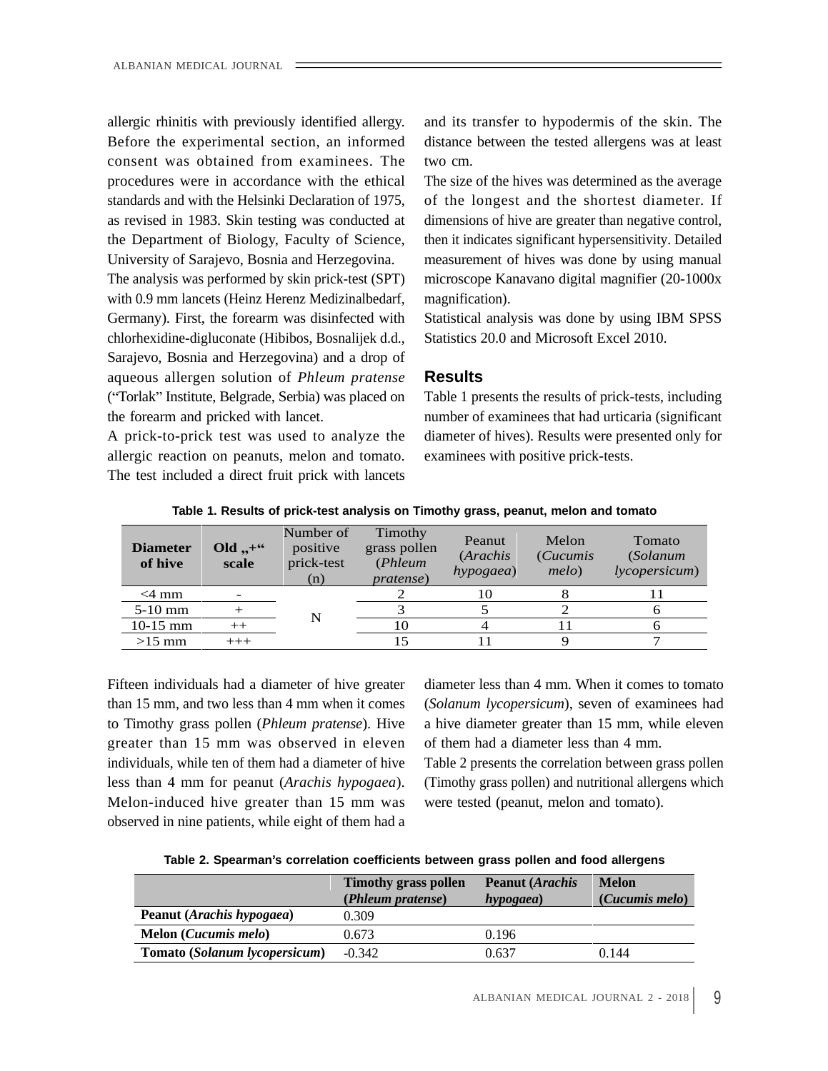allergic rhinitis with previously identified allergy. Before the experimental section, an informed consent was obtained from examinees. The procedures were in accordance with the ethical standards and with the Helsinki Declaration of 1975, as revised in 1983. Skin testing was conducted at the Department of Biology, Faculty of Science, University of Sarajevo, Bosnia and Herzegovina.

The analysis was performed by skin prick-test (SPT) with 0.9 mm lancets (Heinz Herenz Medizinalbedarf, Germany). First, the forearm was disinfected with chlorhexidine-digluconate (Hibibos, Bosnalijek d.d., Sarajevo, Bosnia and Herzegovina) and a drop of aqueous allergen solution of *Phleum pratense* ("Torlak" Institute, Belgrade, Serbia) was placed on the forearm and pricked with lancet.

A prick-to-prick test was used to analyze the allergic reaction on peanuts, melon and tomato. The test included a direct fruit prick with lancets and its transfer to hypodermis of the skin. The distance between the tested allergens was at least two cm.

The size of the hives was determined as the average of the longest and the shortest diameter. If dimensions of hive are greater than negative control, then it indicates significant hypersensitivity. Detailed measurement of hives was done by using manual microscope Kanavano digital magnifier (20-1000x magnification).

Statistical analysis was done by using IBM SPSS Statistics 20.0 and Microsoft Excel 2010.

## Results

Table 1 presents the results of prick-tests, including number of examinees that had urticaria (significant diameter of hives). Results were presented only for examinees with positive prick-tests.

**Table 1. Results of prick-test analysis on Timothy grass, peanut, melon and tomato**

| Diameter of hive | Old „+" scale | Number of positive prick-test (n) | Timothy grass pollen (*Phleum pratense*) | Peanut (*Arachis hypogaea*) | Melon (*Cucumis melo*) | Tomato (*Solanum lycopersicum*) |
|---|---|---|---|---|---|---|
| <4 mm | - | N | 2 | 10 | 8 | 11 |
| 5-10 mm | + | | 3 | 5 | 2 | 6 |
| 10-15 mm | ++ | | 10 | 4 | 11 | 6 |
| >15 mm | +++ | | 15 | 11 | 9 | 7 |

Fifteen individuals had a diameter of hive greater than 15 mm, and two less than 4 mm when it comes to Timothy grass pollen (*Phleum pratense*). Hive greater than 15 mm was observed in eleven individuals, while ten of them had a diameter of hive less than 4 mm for peanut (*Arachis hypogaea*). Melon-induced hive greater than 15 mm was observed in nine patients, while eight of them had a diameter less than 4 mm. When it comes to tomato (*Solanum lycopersicum*), seven of examinees had a hive diameter greater than 15 mm, while eleven of them had a diameter less than 4 mm.

Table 2 presents the correlation between grass pollen (Timothy grass pollen) and nutritional allergens which were tested (peanut, melon and tomato).

**Table 2. Spearman's correlation coefficients between grass pollen and food allergens**

| | Timothy grass pollen (*Phleum pratense*) | Peanut (*Arachis hypogaea*) | Melon (*Cucumis melo*) |
|---|---|---|---|
| **Peanut (*Arachis hypogaea*)** | 0.309 | | |
| **Melon (*Cucumis melo*)** | 0.673 | 0.196 | |
| **Tomato (*Solanum lycopersicum*)** | -0.342 | 0.637 | 0.144 |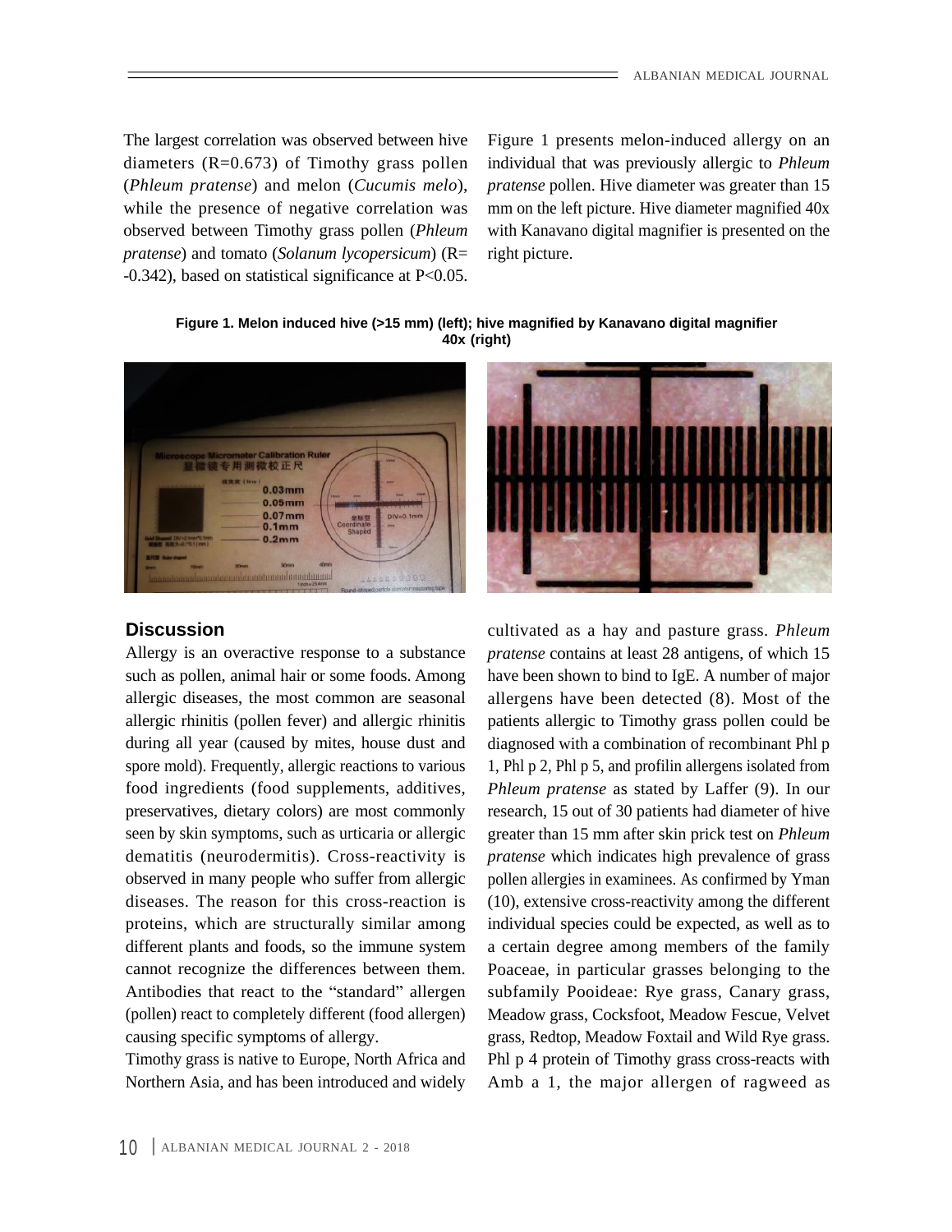The largest correlation was observed between hive diameters (R=0.673) of Timothy grass pollen (*Phleum pratense*) and melon (*Cucumis melo*), while the presence of negative correlation was observed between Timothy grass pollen (*Phleum pratense*) and tomato (*Solanum lycopersicum*) (R= -0.342), based on statistical significance at P<0.05.

Figure 1 presents melon-induced allergy on an individual that was previously allergic to *Phleum pratense* pollen. Hive diameter was greater than 15 mm on the left picture. Hive diameter magnified 40x with Kanavano digital magnifier is presented on the right picture.

**Figure 1. Melon induced hive (>15 mm) (left); hive magnified by Kanavano digital magnifier 40x (right)**

## Discussion

Allergy is an overactive response to a substance such as pollen, animal hair or some foods. Among allergic diseases, the most common are seasonal allergic rhinitis (pollen fever) and allergic rhinitis during all year (caused by mites, house dust and spore mold). Frequently, allergic reactions to various food ingredients (food supplements, additives, preservatives, dietary colors) are most commonly seen by skin symptoms, such as urticaria or allergic dematitis (neurodermitis). Cross-reactivity is observed in many people who suffer from allergic diseases. The reason for this cross-reaction is proteins, which are structurally similar among different plants and foods, so the immune system cannot recognize the differences between them. Antibodies that react to the "standard" allergen (pollen) react to completely different (food allergen) causing specific symptoms of allergy.

Timothy grass is native to Europe, North Africa and Northern Asia, and has been introduced and widely cultivated as a hay and pasture grass. *Phleum pratense* contains at least 28 antigens, of which 15 have been shown to bind to IgE. A number of major allergens have been detected (8). Most of the patients allergic to Timothy grass pollen could be diagnosed with a combination of recombinant Phl p 1, Phl p 2, Phl p 5, and profilin allergens isolated from *Phleum pratense* as stated by Laffer (9). In our research, 15 out of 30 patients had diameter of hive greater than 15 mm after skin prick test on *Phleum pratense* which indicates high prevalence of grass pollen allergies in examinees. As confirmed by Yman (10), extensive cross-reactivity among the different individual species could be expected, as well as to a certain degree among members of the family Poaceae, in particular grasses belonging to the subfamily Pooideae: Rye grass, Canary grass, Meadow grass, Cocksfoot, Meadow Fescue, Velvet grass, Redtop, Meadow Foxtail and Wild Rye grass. Phl p 4 protein of Timothy grass cross-reacts with Amb a 1, the major allergen of ragweed as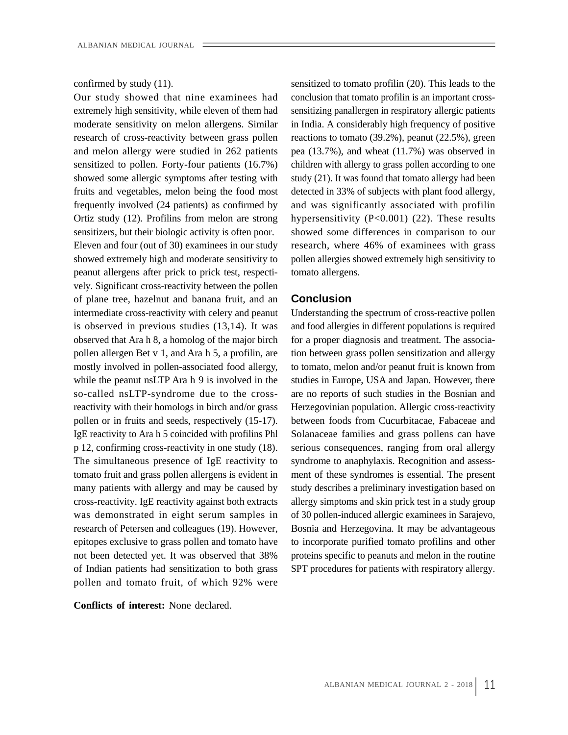confirmed by study (11).

Our study showed that nine examinees had extremely high sensitivity, while eleven of them had moderate sensitivity on melon allergens. Similar research of cross-reactivity between grass pollen and melon allergy were studied in 262 patients sensitized to pollen. Forty-four patients (16.7%) showed some allergic symptoms after testing with fruits and vegetables, melon being the food most frequently involved (24 patients) as confirmed by Ortiz study (12). Profilins from melon are strong sensitizers, but their biologic activity is often poor.

Eleven and four (out of 30) examinees in our study showed extremely high and moderate sensitivity to peanut allergens after prick to prick test, respectively. Significant cross-reactivity between the pollen of plane tree, hazelnut and banana fruit, and an intermediate cross-reactivity with celery and peanut is observed in previous studies (13,14). It was observed that Ara h 8, a homolog of the major birch pollen allergen Bet v 1, and Ara h 5, a profilin, are mostly involved in pollen-associated food allergy, while the peanut nsLTP Ara h 9 is involved in the so-called nsLTP-syndrome due to the cross-reactivity with their homologs in birch and/or grass pollen or in fruits and seeds, respectively (15-17). IgE reactivity to Ara h 5 coincided with profilins Phl p 12, confirming cross-reactivity in one study (18). The simultaneous presence of IgE reactivity to tomato fruit and grass pollen allergens is evident in many patients with allergy and may be caused by cross-reactivity. IgE reactivity against both extracts was demonstrated in eight serum samples in research of Petersen and colleagues (19). However, epitopes exclusive to grass pollen and tomato have not been detected yet. It was observed that 38% of Indian patients had sensitization to both grass pollen and tomato fruit, of which 92% were sensitized to tomato profilin (20). This leads to the conclusion that tomato profilin is an important cross-sensitizing panallergen in respiratory allergic patients in India. A considerably high frequency of positive reactions to tomato (39.2%), peanut (22.5%), green pea (13.7%), and wheat (11.7%) was observed in children with allergy to grass pollen according to one study (21). It was found that tomato allergy had been detected in 33% of subjects with plant food allergy, and was significantly associated with profilin hypersensitivity ($P<0.001$) (22). These results showed some differences in comparison to our research, where 46% of examinees with grass pollen allergies showed extremely high sensitivity to tomato allergens.

## Conclusion

Understanding the spectrum of cross-reactive pollen and food allergies in different populations is required for a proper diagnosis and treatment. The association between grass pollen sensitization and allergy to tomato, melon and/or peanut fruit is known from studies in Europe, USA and Japan. However, there are no reports of such studies in the Bosnian and Herzegovinian population. Allergic cross-reactivity between foods from Cucurbitacae, Fabaceae and Solanaceae families and grass pollens can have serious consequences, ranging from oral allergy syndrome to anaphylaxis. Recognition and assessment of these syndromes is essential. The present study describes a preliminary investigation based on allergy simptoms and skin prick test in a study group of 30 pollen-induced allergic examinees in Sarajevo, Bosnia and Herzegovina. It may be advantageous to incorporate purified tomato profilins and other proteins specific to peanuts and melon in the routine SPT procedures for patients with respiratory allergy.

**Conflicts of interest:** None declared.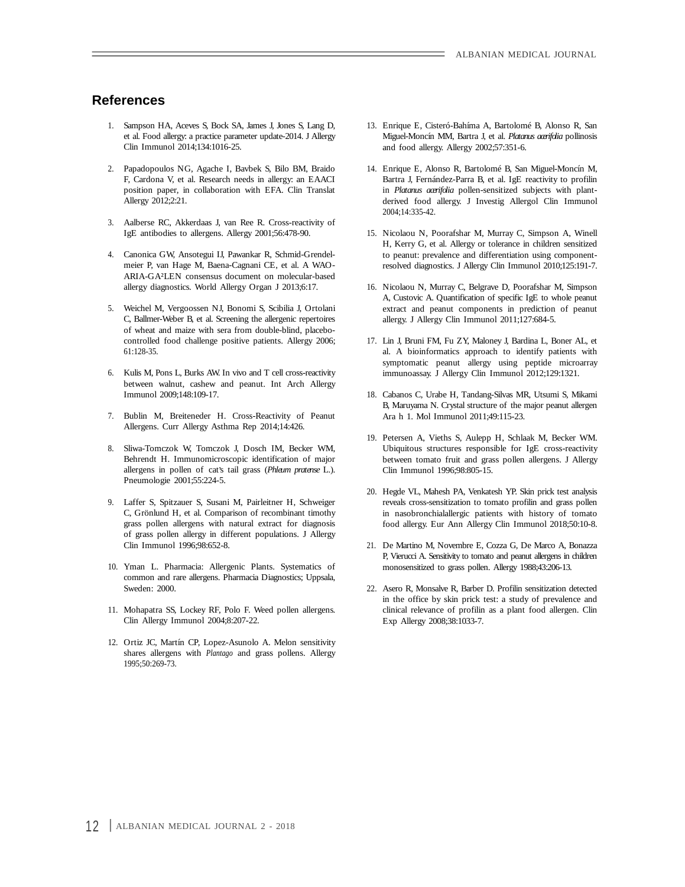## References

1. Sampson HA, Aceves S, Bock SA, James J, Jones S, Lang D, et al. Food allergy: a practice parameter update-2014. J Allergy Clin Immunol 2014;134:1016-25.

2. Papadopoulos NG, Agache I, Bavbek S, Bilo BM, Braido F, Cardona V, et al. Research needs in allergy: an EAACI position paper, in collaboration with EFA. Clin Translat Allergy 2012;2:21.

3. Aalberse RC, Akkerdaas J, van Ree R. Cross-reactivity of IgE antibodies to allergens. Allergy 2001;56:478-90.

4. Canonica GW, Ansotegui IJ, Pawankar R, Schmid-Grendelmeier P, van Hage M, Baena-Cagnani CE, et al. A WAO-ARIA-GA²LEN consensus document on molecular-based allergy diagnostics. World Allergy Organ J 2013;6:17.

5. Weichel M, Vergoossen NJ, Bonomi S, Scibilia J, Ortolani C, Ballmer-Weber B, et al. Screening the allergenic repertoires of wheat and maize with sera from double-blind, placebo-controlled food challenge positive patients. Allergy 2006; 61:128-35.

6. Kulis M, Pons L, Burks AW. In vivo and T cell cross-reactivity between walnut, cashew and peanut. Int Arch Allergy Immunol 2009;148:109-17.

7. Bublin M, Breiteneder H. Cross-Reactivity of Peanut Allergens. Curr Allergy Asthma Rep 2014;14:426.

8. Sliwa-Tomczok W, Tomczok J, Dosch IM, Becker WM, Behrendt H. Immunomicroscopic identification of major allergens in pollen of cat's tail grass (*Phleum pratense* L.). Pneumologie 2001;55:224-5.

9. Laffer S, Spitzauer S, Susani M, Pairleitner H, Schweiger C, Grönlund H, et al. Comparison of recombinant timothy grass pollen allergens with natural extract for diagnosis of grass pollen allergy in different populations. J Allergy Clin Immunol 1996;98:652-8.

10. Yman L. Pharmacia: Allergenic Plants. Systematics of common and rare allergens. Pharmacia Diagnostics; Uppsala, Sweden: 2000.

11. Mohapatra SS, Lockey RF, Polo F. Weed pollen allergens. Clin Allergy Immunol 2004;8:207-22.

12. Ortiz JC, Martín CP, Lopez-Asunolo A. Melon sensitivity shares allergens with *Plantago* and grass pollens. Allergy 1995;50:269-73.

13. Enrique E, Cisteró-Bahíma A, Bartolomé B, Alonso R, San Miguel-Moncín MM, Bartra J, et al. *Platanus acerifolia* pollinosis and food allergy. Allergy 2002;57:351-6.

14. Enrique E, Alonso R, Bartolomé B, San Miguel-Moncín M, Bartra J, Fernández-Parra B, et al. IgE reactivity to profilin in *Platanus acerifolia* pollen-sensitized subjects with plant-derived food allergy. J Investig Allergol Clin Immunol 2004;14:335-42.

15. Nicolaou N, Poorafshar M, Murray C, Simpson A, Winell H, Kerry G, et al. Allergy or tolerance in children sensitized to peanut: prevalence and differentiation using component-resolved diagnostics. J Allergy Clin Immunol 2010;125:191-7.

16. Nicolaou N, Murray C, Belgrave D, Poorafshar M, Simpson A, Custovic A. Quantification of specific IgE to whole peanut extract and peanut components in prediction of peanut allergy. J Allergy Clin Immunol 2011;127:684-5.

17. Lin J, Bruni FM, Fu ZY, Maloney J, Bardina L, Boner AL, et al. A bioinformatics approach to identify patients with symptomatic peanut allergy using peptide microarray immunoassay. J Allergy Clin Immunol 2012;129:1321.

18. Cabanos C, Urabe H, Tandang-Silvas MR, Utsumi S, Mikami B, Maruyama N. Crystal structure of the major peanut allergen Ara h 1. Mol Immunol 2011;49:115-23.

19. Petersen A, Vieths S, Aulepp H, Schlaak M, Becker WM. Ubiquitous structures responsible for IgE cross-reactivity between tomato fruit and grass pollen allergens. J Allergy Clin Immunol 1996;98:805-15.

20. Hegde VL, Mahesh PA, Venkatesh YP. Skin prick test analysis reveals cross-sensitization to tomato profilin and grass pollen in nasobronchialallergic patients with history of tomato food allergy. Eur Ann Allergy Clin Immunol 2018;50:10-8.

21. De Martino M, Novembre E, Cozza G, De Marco A, Bonazza P, Vierucci A. Sensitivity to tomato and peanut allergens in children monosensitized to grass pollen. Allergy 1988;43:206-13.

22. Asero R, Monsalve R, Barber D. Profilin sensitization detected in the office by skin prick test: a study of prevalence and clinical relevance of profilin as a plant food allergen. Clin Exp Allergy 2008;38:1033-7.